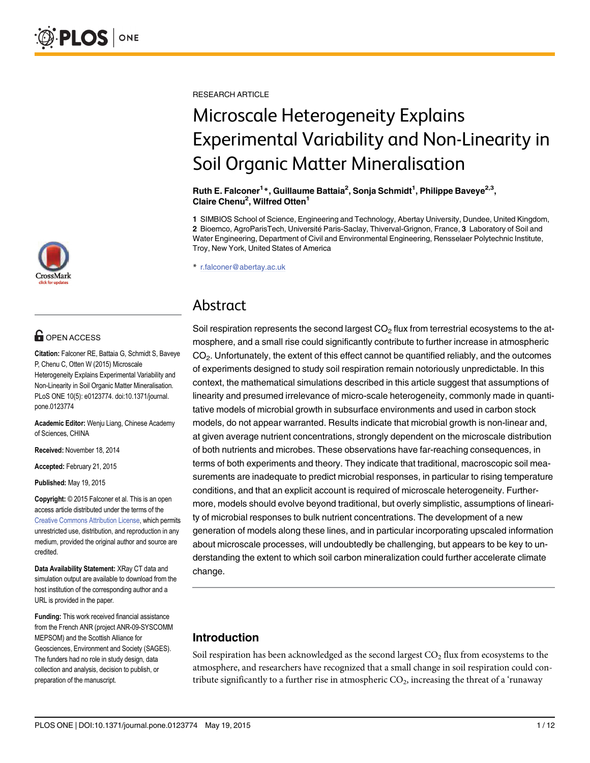RESEARCH ARTICLE

# Microscale Heterogeneity Explains Experimental Variability and Non-Linearity in Soil Organic Matter Mineralisation

**Ruth E. Falconer[1]*, Guillaume Battaia[2], Sonja Schmidt[1], Philippe Baveye[2,3], Claire Chenu[2], Wilfred Otten[1]**

**1** SIMBIOS School of Science, Engineering and Technology, Abertay University, Dundee, United Kingdom, **2** Bioemco, AgroParisTech, Université Paris-Saclay, Thiverval-Grignon, France, **3** Laboratory of Soil and Water Engineering, Department of Civil and Environmental Engineering, Rensselaer Polytechnic Institute, Troy, New York, United States of America

* r.falconer@abertay.ac.uk

OPEN ACCESS

**Citation:** Falconer RE, Battaia G, Schmidt S, Baveye P, Chenu C, Otten W (2015) Microscale Heterogeneity Explains Experimental Variability and Non-Linearity in Soil Organic Matter Mineralisation. PLoS ONE 10(5): e0123774. doi:10.1371/journal.pone.0123774

**Academic Editor:** Wenju Liang, Chinese Academy of Sciences, CHINA

**Received:** November 18, 2014

**Accepted:** February 21, 2015

**Published:** May 19, 2015

**Copyright:** © 2015 Falconer et al. This is an open access article distributed under the terms of the Creative Commons Attribution License, which permits unrestricted use, distribution, and reproduction in any medium, provided the original author and source are credited.

**Data Availability Statement:** XRay CT data and simulation output are available to download from the host institution of the corresponding author and a URL is provided in the paper.

**Funding:** This work received financial assistance from the French ANR (project ANR-09-SYSCOMM MEPSOM) and the Scottish Alliance for Geosciences, Environment and Society (SAGES). The funders had no role in study design, data collection and analysis, decision to publish, or preparation of the manuscript.

## Abstract

Soil respiration represents the second largest $CO_2$ flux from terrestrial ecosystems to the atmosphere, and a small rise could significantly contribute to further increase in atmospheric $CO_2$. Unfortunately, the extent of this effect cannot be quantified reliably, and the outcomes of experiments designed to study soil respiration remain notoriously unpredictable. In this context, the mathematical simulations described in this article suggest that assumptions of linearity and presumed irrelevance of micro-scale heterogeneity, commonly made in quantitative models of microbial growth in subsurface environments and used in carbon stock models, do not appear warranted. Results indicate that microbial growth is non-linear and, at given average nutrient concentrations, strongly dependent on the microscale distribution of both nutrients and microbes. These observations have far-reaching consequences, in terms of both experiments and theory. They indicate that traditional, macroscopic soil measurements are inadequate to predict microbial responses, in particular to rising temperature conditions, and that an explicit account is required of microscale heterogeneity. Furthermore, models should evolve beyond traditional, but overly simplistic, assumptions of linearity of microbial responses to bulk nutrient concentrations. The development of a new generation of models along these lines, and in particular incorporating upscaled information about microscale processes, will undoubtedly be challenging, but appears to be key to understanding the extent to which soil carbon mineralization could further accelerate climate change.

## Introduction

Soil respiration has been acknowledged as the second largest $CO_2$ flux from ecosystems to the atmosphere, and researchers have recognized that a small change in soil respiration could contribute significantly to a further rise in atmospheric $CO_2$, increasing the threat of a 'runaway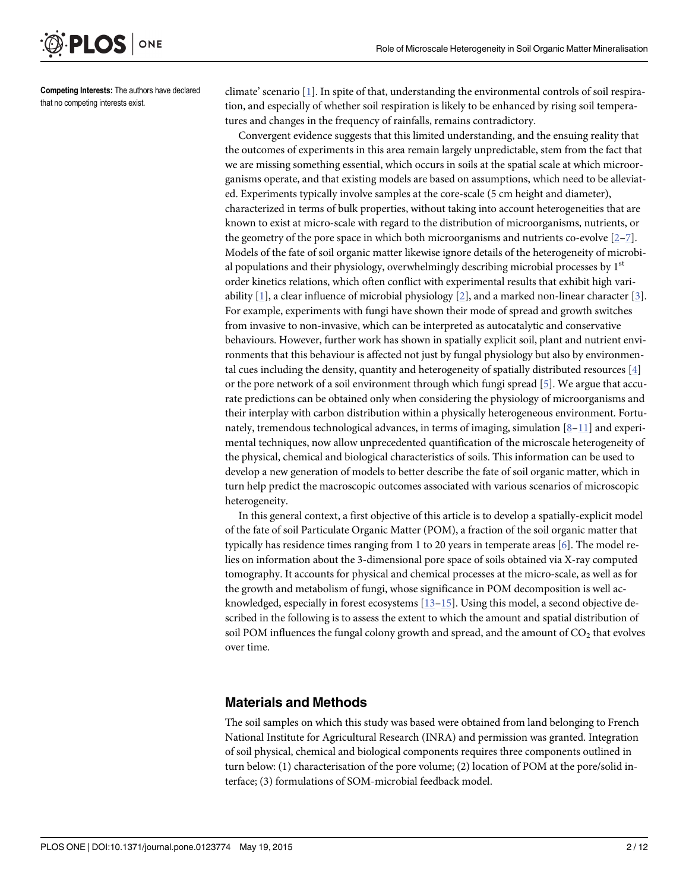**Competing Interests:** The authors have declared that no competing interests exist.

climate' scenario [1]. In spite of that, understanding the environmental controls of soil respiration, and especially of whether soil respiration is likely to be enhanced by rising soil temperatures and changes in the frequency of rainfalls, remains contradictory.

Convergent evidence suggests that this limited understanding, and the ensuing reality that the outcomes of experiments in this area remain largely unpredictable, stem from the fact that we are missing something essential, which occurs in soils at the spatial scale at which microorganisms operate, and that existing models are based on assumptions, which need to be alleviated. Experiments typically involve samples at the core-scale (5 cm height and diameter), characterized in terms of bulk properties, without taking into account heterogeneities that are known to exist at micro-scale with regard to the distribution of microorganisms, nutrients, or the geometry of the pore space in which both microorganisms and nutrients co-evolve [2–7]. Models of the fate of soil organic matter likewise ignore details of the heterogeneity of microbial populations and their physiology, overwhelmingly describing microbial processes by 1$^{st}$ order kinetics relations, which often conflict with experimental results that exhibit high variability [1], a clear influence of microbial physiology [2], and a marked non-linear character [3]. For example, experiments with fungi have shown their mode of spread and growth switches from invasive to non-invasive, which can be interpreted as autocatalytic and conservative behaviours. However, further work has shown in spatially explicit soil, plant and nutrient environments that this behaviour is affected not just by fungal physiology but also by environmental cues including the density, quantity and heterogeneity of spatially distributed resources [4] or the pore network of a soil environment through which fungi spread [5]. We argue that accurate predictions can be obtained only when considering the physiology of microorganisms and their interplay with carbon distribution within a physically heterogeneous environment. Fortunately, tremendous technological advances, in terms of imaging, simulation [8–11] and experimental techniques, now allow unprecedented quantification of the microscale heterogeneity of the physical, chemical and biological characteristics of soils. This information can be used to develop a new generation of models to better describe the fate of soil organic matter, which in turn help predict the macroscopic outcomes associated with various scenarios of microscopic heterogeneity.

In this general context, a first objective of this article is to develop a spatially-explicit model of the fate of soil Particulate Organic Matter (POM), a fraction of the soil organic matter that typically has residence times ranging from 1 to 20 years in temperate areas [6]. The model relies on information about the 3-dimensional pore space of soils obtained via X-ray computed tomography. It accounts for physical and chemical processes at the micro-scale, as well as for the growth and metabolism of fungi, whose significance in POM decomposition is well acknowledged, especially in forest ecosystems [13–15]. Using this model, a second objective described in the following is to assess the extent to which the amount and spatial distribution of soil POM influences the fungal colony growth and spread, and the amount of $CO_2$ that evolves over time.

## Materials and Methods

The soil samples on which this study was based were obtained from land belonging to French National Institute for Agricultural Research (INRA) and permission was granted. Integration of soil physical, chemical and biological components requires three components outlined in turn below: (1) characterisation of the pore volume; (2) location of POM at the pore/solid interface; (3) formulations of SOM-microbial feedback model.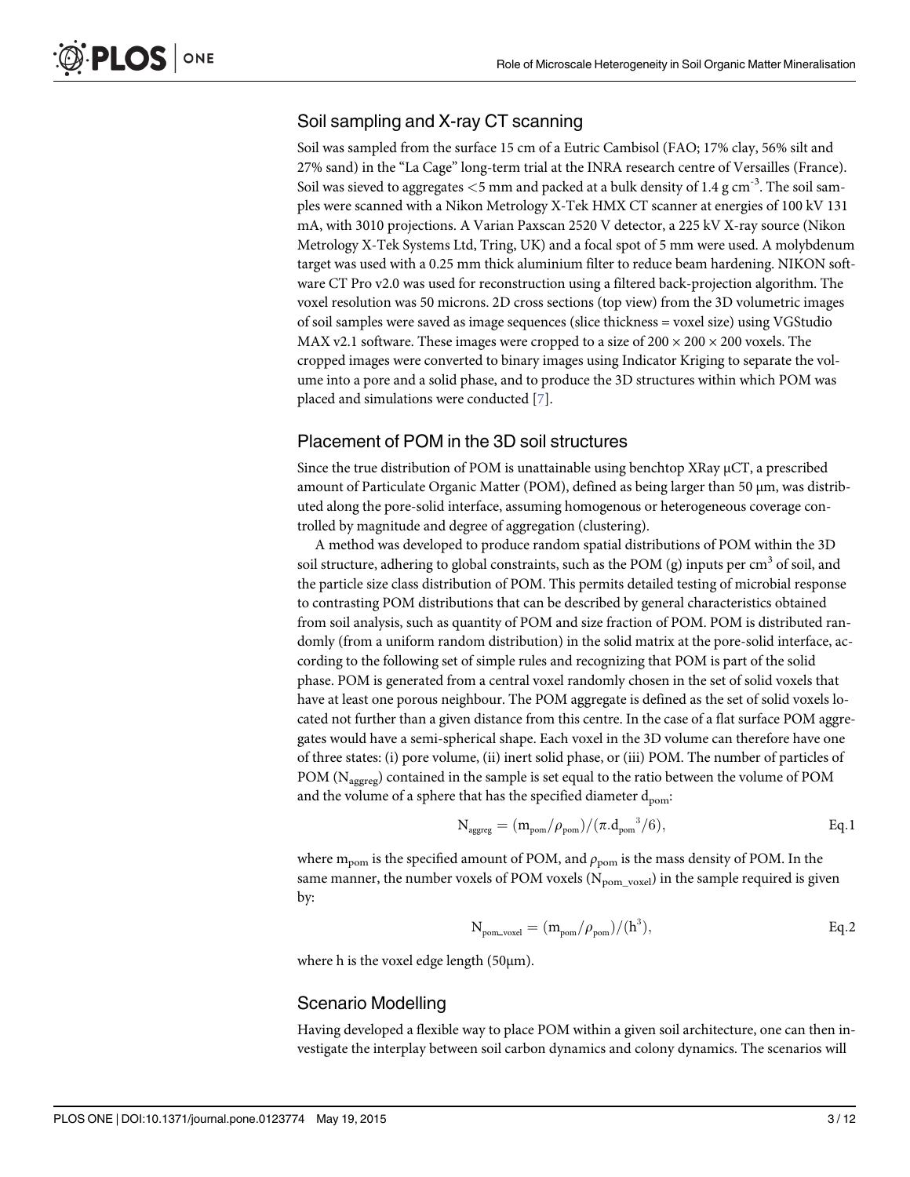## Soil sampling and X-ray CT scanning

Soil was sampled from the surface 15 cm of a Eutric Cambisol (FAO; 17% clay, 56% silt and 27% sand) in the "La Cage" long-term trial at the INRA research centre of Versailles (France). Soil was sieved to aggregates <5 mm and packed at a bulk density of 1.4 g $cm^{-3}$. The soil samples were scanned with a Nikon Metrology X-Tek HMX CT scanner at energies of 100 kV 131 mA, with 3010 projections. A Varian Paxscan 2520 V detector, a 225 kV X-ray source (Nikon Metrology X-Tek Systems Ltd, Tring, UK) and a focal spot of 5 mm were used. A molybdenum target was used with a 0.25 mm thick aluminium filter to reduce beam hardening. NIKON software CT Pro v2.0 was used for reconstruction using a filtered back-projection algorithm. The voxel resolution was 50 microns. 2D cross sections (top view) from the 3D volumetric images of soil samples were saved as image sequences (slice thickness = voxel size) using VGStudio MAX v2.1 software. These images were cropped to a size of 200 × 200 × 200 voxels. The cropped images were converted to binary images using Indicator Kriging to separate the volume into a pore and a solid phase, and to produce the 3D structures within which POM was placed and simulations were conducted [7].

## Placement of POM in the 3D soil structures

Since the true distribution of POM is unattainable using benchtop XRay μCT, a prescribed amount of Particulate Organic Matter (POM), defined as being larger than 50 μm, was distributed along the pore-solid interface, assuming homogenous or heterogeneous coverage controlled by magnitude and degree of aggregation (clustering).

A method was developed to produce random spatial distributions of POM within the 3D soil structure, adhering to global constraints, such as the POM (g) inputs per $cm^3$ of soil, and the particle size class distribution of POM. This permits detailed testing of microbial response to contrasting POM distributions that can be described by general characteristics obtained from soil analysis, such as quantity of POM and size fraction of POM. POM is distributed randomly (from a uniform random distribution) in the solid matrix at the pore-solid interface, according to the following set of simple rules and recognizing that POM is part of the solid phase. POM is generated from a central voxel randomly chosen in the set of solid voxels that have at least one porous neighbour. The POM aggregate is defined as the set of solid voxels located not further than a given distance from this centre. In the case of a flat surface POM aggregates would have a semi-spherical shape. Each voxel in the 3D volume can therefore have one of three states: (i) pore volume, (ii) inert solid phase, or (iii) POM. The number of particles of POM ($N_{aggreg}$) contained in the sample is set equal to the ratio between the volume of POM and the volume of a sphere that has the specified diameter $d_{pom}$:

$$N_{aggreg} = (m_{pom}/\rho_{pom})/(\pi.d_{pom}^{\ 3}/6), \qquad \text{Eq.1}$$

where $m_{pom}$ is the specified amount of POM, and $\rho_{pom}$ is the mass density of POM. In the same manner, the number voxels of POM voxels ($N_{pom\_voxel}$) in the sample required is given by:

$$N_{pom\_voxel} = (m_{pom}/\rho_{pom})/(h^3), \qquad \text{Eq.2}$$

where h is the voxel edge length (50μm).

## Scenario Modelling

Having developed a flexible way to place POM within a given soil architecture, one can then investigate the interplay between soil carbon dynamics and colony dynamics. The scenarios will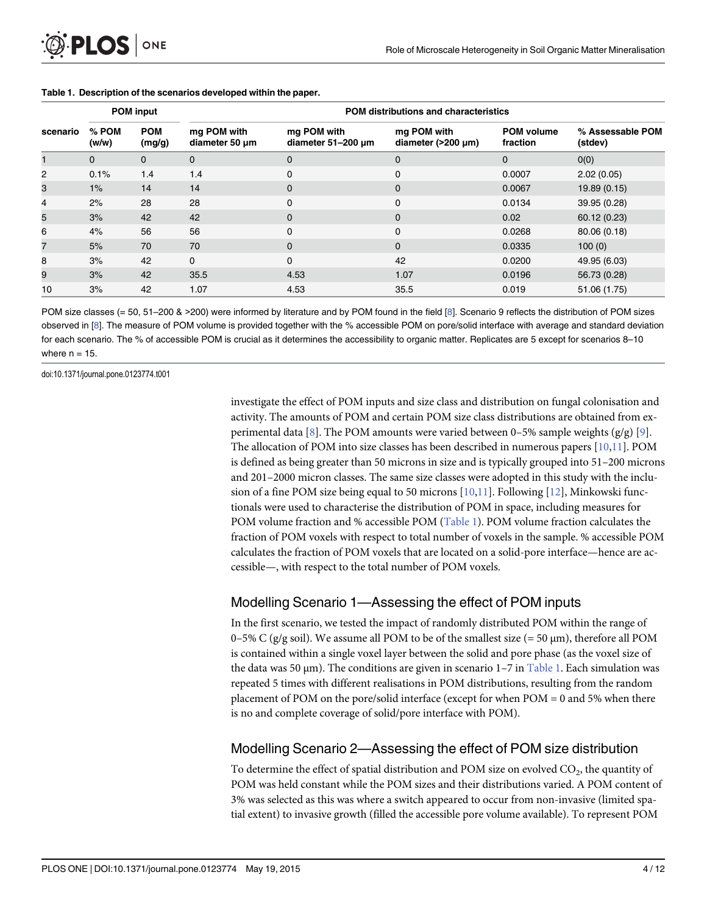**Table 1. Description of the scenarios developed within the paper.**

| scenario | POM input | | POM distributions and characteristics | | | | |
|---|---|---|---|---|---|---|---|
| | % POM (w/w) | POM (mg/g) | mg POM with diameter 50 μm | mg POM with diameter 51–200 μm | mg POM with diameter (>200 μm) | POM volume fraction | % Assessable POM (stdev) |
| 1 | 0 | 0 | 0 | 0 | 0 | 0 | 0(0) |
| 2 | 0.1% | 1.4 | 1.4 | 0 | 0 | 0.0007 | 2.02 (0.05) |
| 3 | 1% | 14 | 14 | 0 | 0 | 0.0067 | 19.89 (0.15) |
| 4 | 2% | 28 | 28 | 0 | 0 | 0.0134 | 39.95 (0.28) |
| 5 | 3% | 42 | 42 | 0 | 0 | 0.02 | 60.12 (0.23) |
| 6 | 4% | 56 | 56 | 0 | 0 | 0.0268 | 80.06 (0.18) |
| 7 | 5% | 70 | 70 | 0 | 0 | 0.0335 | 100 (0) |
| 8 | 3% | 42 | 0 | 0 | 42 | 0.0200 | 49.95 (6.03) |
| 9 | 3% | 42 | 35.5 | 4.53 | 1.07 | 0.0196 | 56.73 (0.28) |
| 10 | 3% | 42 | 1.07 | 4.53 | 35.5 | 0.019 | 51.06 (1.75) |

POM size classes (= 50, 51–200 & >200) were informed by literature and by POM found in the field [8]. Scenario 9 reflects the distribution of POM sizes observed in [8]. The measure of POM volume is provided together with the % accessible POM on pore/solid interface with average and standard deviation for each scenario. The % of accessible POM is crucial as it determines the accessibility to organic matter. Replicates are 5 except for scenarios 8–10 where n = 15.

doi:10.1371/journal.pone.0123774.t001

investigate the effect of POM inputs and size class and distribution on fungal colonisation and activity. The amounts of POM and certain POM size class distributions are obtained from experimental data [8]. The POM amounts were varied between 0–5% sample weights (g/g) [9]. The allocation of POM into size classes has been described in numerous papers [10,11]. POM is defined as being greater than 50 microns in size and is typically grouped into 51–200 microns and 201–2000 micron classes. The same size classes were adopted in this study with the inclusion of a fine POM size being equal to 50 microns [10,11]. Following [12], Minkowski functionals were used to characterise the distribution of POM in space, including measures for POM volume fraction and % accessible POM (Table 1). POM volume fraction calculates the fraction of POM voxels with respect to total number of voxels in the sample. % accessible POM calculates the fraction of POM voxels that are located on a solid-pore interface—hence are accessible—, with respect to the total number of POM voxels.

## Modelling Scenario 1—Assessing the effect of POM inputs

In the first scenario, we tested the impact of randomly distributed POM within the range of 0–5% C (g/g soil). We assume all POM to be of the smallest size (= 50 μm), therefore all POM is contained within a single voxel layer between the solid and pore phase (as the voxel size of the data was 50 μm). The conditions are given in scenario 1–7 in Table 1. Each simulation was repeated 5 times with different realisations in POM distributions, resulting from the random placement of POM on the pore/solid interface (except for when POM = 0 and 5% when there is no and complete coverage of solid/pore interface with POM).

## Modelling Scenario 2—Assessing the effect of POM size distribution

To determine the effect of spatial distribution and POM size on evolved $CO_2$, the quantity of POM was held constant while the POM sizes and their distributions varied. A POM content of 3% was selected as this was where a switch appeared to occur from non-invasive (limited spatial extent) to invasive growth (filled the accessible pore volume available). To represent POM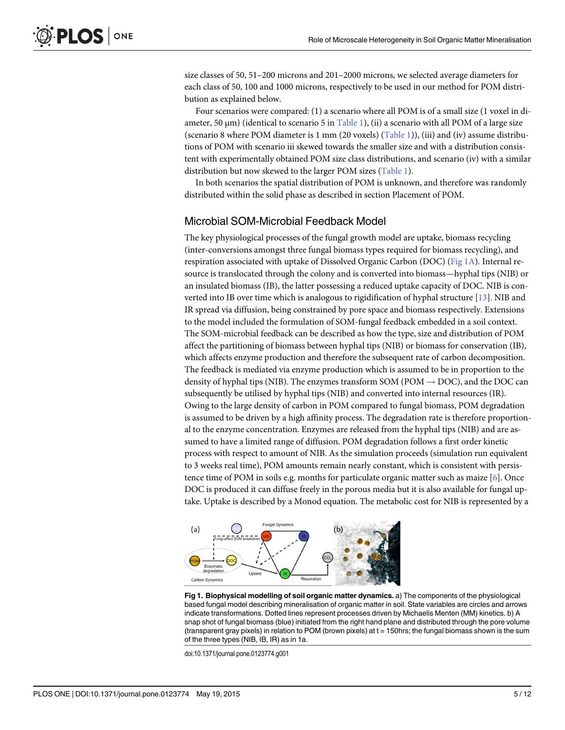size classes of 50, 51–200 microns and 201–2000 microns, we selected average diameters for each class of 50, 100 and 1000 microns, respectively to be used in our method for POM distribution as explained below.

Four scenarios were compared: (1) a scenario where all POM is of a small size (1 voxel in diameter, 50 μm) (identical to scenario 5 in Table 1), (ii) a scenario with all POM of a large size (scenario 8 where POM diameter is 1 mm (20 voxels) (Table 1)), (iii) and (iv) assume distributions of POM with scenario iii skewed towards the smaller size and with a distribution consistent with experimentally obtained POM size class distributions, and scenario (iv) with a similar distribution but now skewed to the larger POM sizes (Table 1).

In both scenarios the spatial distribution of POM is unknown, and therefore was randomly distributed within the solid phase as described in section Placement of POM.

## Microbial SOM-Microbial Feedback Model

The key physiological processes of the fungal growth model are uptake, biomass recycling (inter-conversions amongst three fungal biomass types required for biomass recycling), and respiration associated with uptake of Dissolved Organic Carbon (DOC) (Fig 1A). Internal resource is translocated through the colony and is converted into biomass—hyphal tips (NIB) or an insulated biomass (IB), the latter possessing a reduced uptake capacity of DOC. NIB is converted into IB over time which is analogous to rigidification of hyphal structure [13]. NIB and IR spread via diffusion, being constrained by pore space and biomass respectively. Extensions to the model included the formulation of SOM-fungal feedback embedded in a soil context. The SOM-microbial feedback can be described as how the type, size and distribution of POM affect the partitioning of biomass between hyphal tips (NIB) or biomass for conservation (IB), which affects enzyme production and therefore the subsequent rate of carbon decomposition. The feedback is mediated via enzyme production which is assumed to be in proportion to the density of hyphal tips (NIB). The enzymes transform SOM (POM → DOC), and the DOC can subsequently be utilised by hyphal tips (NIB) and converted into internal resources (IR). Owing to the large density of carbon in POM compared to fungal biomass, POM degradation is assumed to be driven by a high affinity process. The degradation rate is therefore proportional to the enzyme concentration. Enzymes are released from the hyphal tips (NIB) and are assumed to have a limited range of diffusion. POM degradation follows a first order kinetic process with respect to amount of NIB. As the simulation proceeds (simulation run equivalent to 3 weeks real time), POM amounts remain nearly constant, which is consistent with persistence time of POM in soils e.g. months for particulate organic matter such as maize [6]. Once DOC is produced it can diffuse freely in the porous media but it is also available for fungal uptake. Uptake is described by a Monod equation. The metabolic cost for NIB is represented by a

**Fig 1. Biophysical modelling of soil organic matter dynamics.** a) The components of the physiological based fungal model describing mineralisation of organic matter in soil. State variables are circles and arrows indicate transformations. Dotted lines represent processes driven by Michaelis Menten (MM) kinetics. b) A snap shot of fungal biomass (blue) initiated from the right hand plane and distributed through the pore volume (transparent gray pixels) in relation to POM (brown pixels) at t = 150hrs; the fungal biomass shown is the sum of the three types (NIB, IB, IR) as in 1a.

doi:10.1371/journal.pone.0123774.g001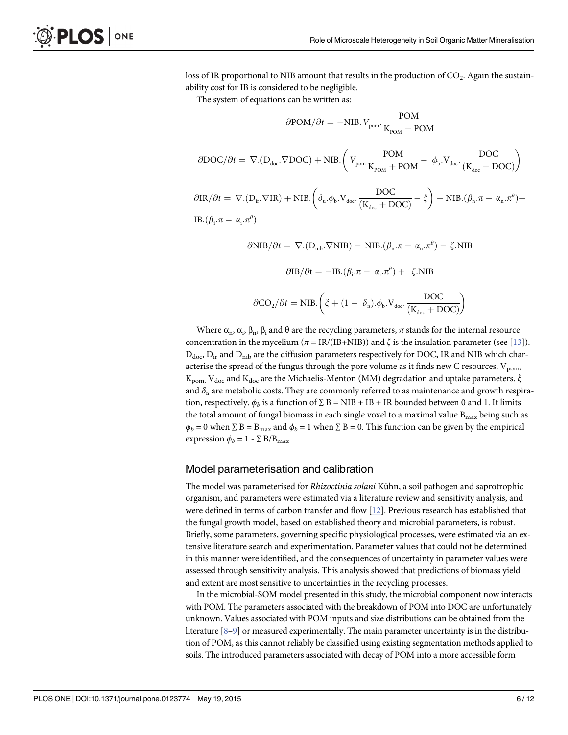loss of IR proportional to NIB amount that results in the production of $CO_2$. Again the sustainability cost for IB is considered to be negligible.

The system of equations can be written as:

$$\partial \mathrm{POM}/\partial t = -\mathrm{NIB}.\,V_{\mathrm{pom}}.\frac{\mathrm{POM}}{\mathrm{K_{POM}} + \mathrm{POM}}$$

$$\partial \mathrm{DOC}/\partial t = \nabla.(\mathrm{D_{doc}}.\nabla \mathrm{DOC}) + \mathrm{NIB}.\left( V_{\mathrm{pom}}\frac{\mathrm{POM}}{\mathrm{K_{POM}} + \mathrm{POM}} - \phi_{\mathrm{b}}.\mathrm{V_{doc}}.\frac{\mathrm{DOC}}{(\mathrm{K_{doc}} + \mathrm{DOC})}\right)$$

$$\partial \mathrm{IR}/\partial t = \nabla.(\mathrm{D_{ir}}.\nabla \mathrm{IR}) + \mathrm{NIB}.\left(\delta_{\mathrm{u}}.\phi_{\mathrm{b}}.\mathrm{V_{doc}}.\frac{\mathrm{DOC}}{(\mathrm{K_{doc}} + \mathrm{DOC})} - \xi\right) + \mathrm{NIB}.(\beta_{\mathrm{n}}.\pi - \alpha_{\mathrm{n}}.\pi^{\theta}) + \mathrm{IB}.(\beta_{\mathrm{i}}.\pi - \alpha_{\mathrm{i}}.\pi^{\theta})$$

$$\partial \mathrm{NIB}/\partial t = \nabla.(\mathrm{D_{nib}}.\nabla \mathrm{NIB}) - \mathrm{NIB}.(\beta_{\mathrm{n}}.\pi - \alpha_{\mathrm{n}}.\pi^{\theta}) - \zeta.\mathrm{NIB}$$

$$\partial \mathrm{IB}/\partial \mathrm{t} = -\mathrm{IB}.(\beta_{\mathrm{i}}.\pi - \alpha_{\mathrm{i}}.\pi^{\theta}) + \zeta.\mathrm{NIB}$$

$$\partial \mathrm{CO_2}/\partial t = \mathrm{NIB}.\left(\xi + (1 - \delta_{u}).\phi_{\mathrm{b}}.\mathrm{V_{doc}}.\frac{\mathrm{DOC}}{(\mathrm{K_{doc}} + \mathrm{DOC})}\right)$$

Where $\alpha_n$, $\alpha_i$, $\beta_n$, $\beta_i$ and θ are the recycling parameters, $\pi$ stands for the internal resource concentration in the mycelium ($\pi$ = IR/(IB+NIB)) and $\zeta$ is the insulation parameter (see [13]). $D_{doc}$, $D_{ir}$ and $D_{nib}$ are the diffusion parameters respectively for DOC, IR and NIB which characterise the spread of the fungus through the pore volume as it finds new C resources. $V_{pom}$, $K_{pom}$, $V_{doc}$ and $K_{doc}$ are the Michaelis-Menton (MM) degradation and uptake parameters. $\xi$ and $\delta_u$ are metabolic costs. They are commonly referred to as maintenance and growth respiration, respectively. $\phi_b$ is a function of $\Sigma$ B = NIB + IB + IR bounded between 0 and 1. It limits the total amount of fungal biomass in each single voxel to a maximal value $B_{max}$ being such as $\phi_b = 0$ when $\Sigma$ B = $B_{max}$ and $\phi_b = 1$ when $\Sigma$ B = 0. This function can be given by the empirical expression $\phi_b = 1 - \Sigma B/B_{max}$.

## Model parameterisation and calibration

The model was parameterised for *Rhizoctinia solani* Kühn, a soil pathogen and saprotrophic organism, and parameters were estimated via a literature review and sensitivity analysis, and were defined in terms of carbon transfer and flow [12]. Previous research has established that the fungal growth model, based on established theory and microbial parameters, is robust. Briefly, some parameters, governing specific physiological processes, were estimated via an extensive literature search and experimentation. Parameter values that could not be determined in this manner were identified, and the consequences of uncertainty in parameter values were assessed through sensitivity analysis. This analysis showed that predictions of biomass yield and extent are most sensitive to uncertainties in the recycling processes.

In the microbial-SOM model presented in this study, the microbial component now interacts with POM. The parameters associated with the breakdown of POM into DOC are unfortunately unknown. Values associated with POM inputs and size distributions can be obtained from the literature [8–9] or measured experimentally. The main parameter uncertainty is in the distribution of POM, as this cannot reliably be classified using existing segmentation methods applied to soils. The introduced parameters associated with decay of POM into a more accessible form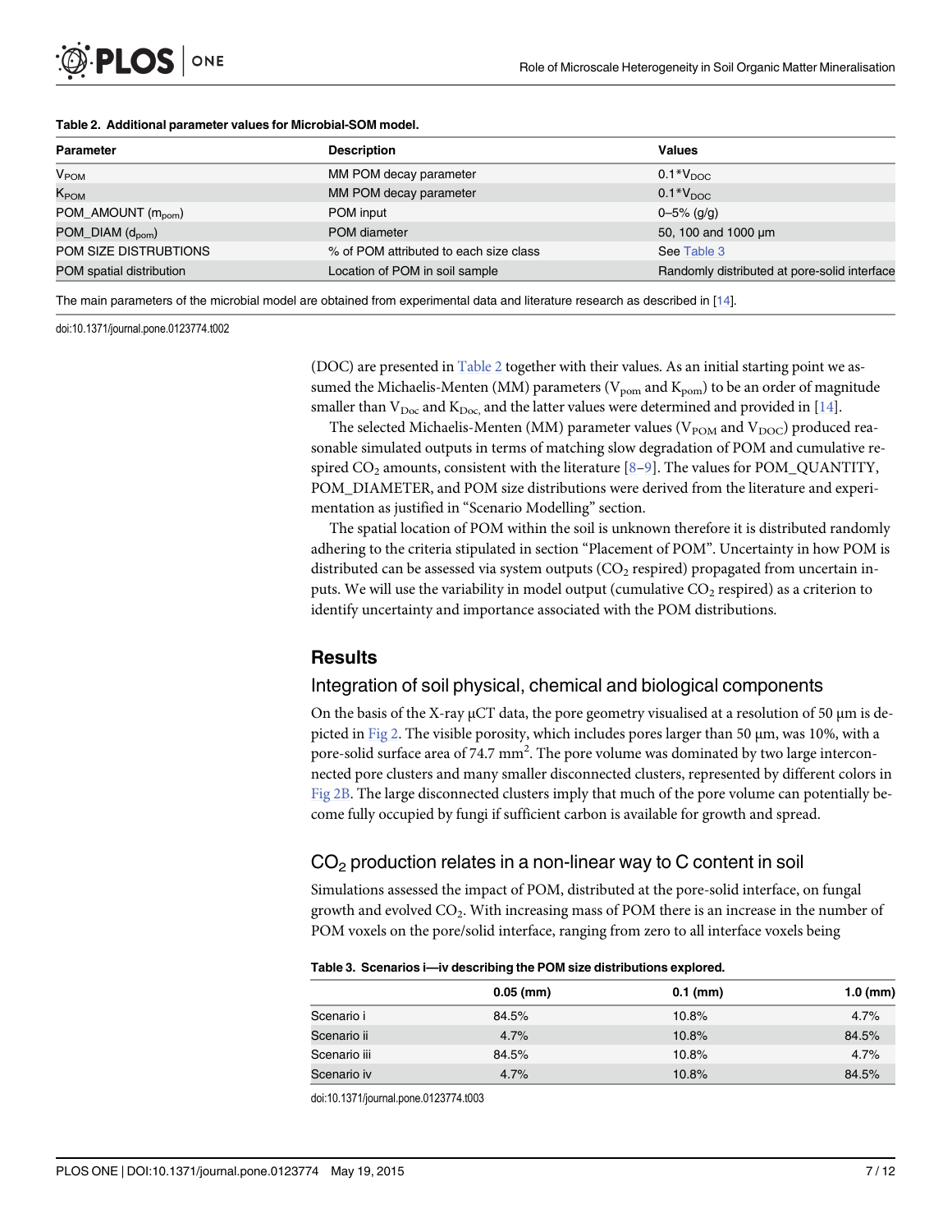**Table 2. Additional parameter values for Microbial-SOM model.**

| Parameter | Description | Values |
|---|---|---|
| $V_{POM}$ | MM POM decay parameter | $0.1*V_{DOC}$ |
| $K_{POM}$ | MM POM decay parameter | $0.1*V_{DOC}$ |
| POM_AMOUNT ($m_{pom}$) | POM input | 0–5% (g/g) |
| POM_DIAM ($d_{pom}$) | POM diameter | 50, 100 and 1000 μm |
| POM SIZE DISTRUBTIONS | % of POM attributed to each size class | See Table 3 |
| POM spatial distribution | Location of POM in soil sample | Randomly distributed at pore-solid interface |

The main parameters of the microbial model are obtained from experimental data and literature research as described in [14].

doi:10.1371/journal.pone.0123774.t002

(DOC) are presented in Table 2 together with their values. As an initial starting point we assumed the Michaelis-Menten (MM) parameters ($V_{pom}$ and $K_{pom}$) to be an order of magnitude smaller than $V_{Doc}$ and $K_{Doc}$, and the latter values were determined and provided in [14].

The selected Michaelis-Menten (MM) parameter values ($V_{POM}$ and $V_{DOC}$) produced reasonable simulated outputs in terms of matching slow degradation of POM and cumulative respired $CO_2$ amounts, consistent with the literature [8–9]. The values for POM_QUANTITY, POM_DIAMETER, and POM size distributions were derived from the literature and experimentation as justified in "Scenario Modelling" section.

The spatial location of POM within the soil is unknown therefore it is distributed randomly adhering to the criteria stipulated in section "Placement of POM". Uncertainty in how POM is distributed can be assessed via system outputs ($CO_2$ respired) propagated from uncertain inputs. We will use the variability in model output (cumulative $CO_2$ respired) as a criterion to identify uncertainty and importance associated with the POM distributions.

## Results

### Integration of soil physical, chemical and biological components

On the basis of the X-ray μCT data, the pore geometry visualised at a resolution of 50 μm is depicted in Fig 2. The visible porosity, which includes pores larger than 50 μm, was 10%, with a pore-solid surface area of 74.7 $mm^2$. The pore volume was dominated by two large interconnected pore clusters and many smaller disconnected clusters, represented by different colors in Fig 2B. The large disconnected clusters imply that much of the pore volume can potentially become fully occupied by fungi if sufficient carbon is available for growth and spread.

### $CO_2$ production relates in a non-linear way to C content in soil

Simulations assessed the impact of POM, distributed at the pore-solid interface, on fungal growth and evolved $CO_2$. With increasing mass of POM there is an increase in the number of POM voxels on the pore/solid interface, ranging from zero to all interface voxels being

**Table 3. Scenarios i—iv describing the POM size distributions explored.**

| | 0.05 (mm) | 0.1 (mm) | 1.0 (mm) |
|---|---|---|---|
| Scenario i | 84.5% | 10.8% | 4.7% |
| Scenario ii | 4.7% | 10.8% | 84.5% |
| Scenario iii | 84.5% | 10.8% | 4.7% |
| Scenario iv | 4.7% | 10.8% | 84.5% |

doi:10.1371/journal.pone.0123774.t003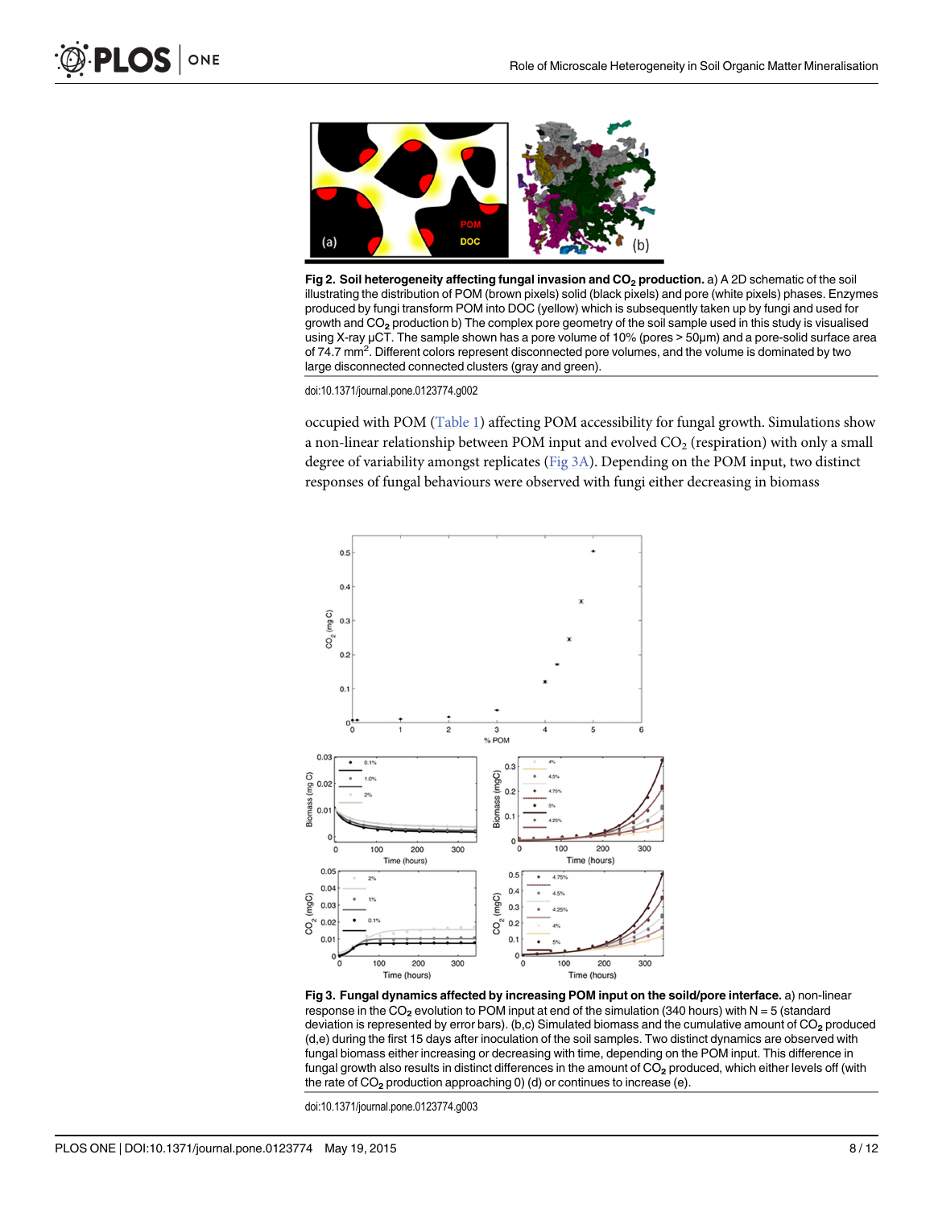**Fig 2. Soil heterogeneity affecting fungal invasion and $CO_2$ production.** a) A 2D schematic of the soil illustrating the distribution of POM (brown pixels) solid (black pixels) and pore (white pixels) phases. Enzymes produced by fungi transform POM into DOC (yellow) which is subsequently taken up by fungi and used for growth and $CO_2$ production b) The complex pore geometry of the soil sample used in this study is visualised using X-ray μCT. The sample shown has a pore volume of 10% (pores > 50μm) and a pore-solid surface area of 74.7 $mm^2$. Different colors represent disconnected pore volumes, and the volume is dominated by two large disconnected connected clusters (gray and green).

doi:10.1371/journal.pone.0123774.g002

occupied with POM (Table 1) affecting POM accessibility for fungal growth. Simulations show a non-linear relationship between POM input and evolved $CO_2$ (respiration) with only a small degree of variability amongst replicates (Fig 3A). Depending on the POM input, two distinct responses of fungal behaviours were observed with fungi either decreasing in biomass

**Fig 3. Fungal dynamics affected by increasing POM input on the soild/pore interface.** a) non-linear response in the $CO_2$ evolution to POM input at end of the simulation (340 hours) with N = 5 (standard deviation is represented by error bars). (b,c) Simulated biomass and the cumulative amount of $CO_2$ produced (d,e) during the first 15 days after inoculation of the soil samples. Two distinct dynamics are observed with fungal biomass either increasing or decreasing with time, depending on the POM input. This difference in fungal growth also results in distinct differences in the amount of $CO_2$ produced, which either levels off (with the rate of $CO_2$ production approaching 0) (d) or continues to increase (e).

doi:10.1371/journal.pone.0123774.g003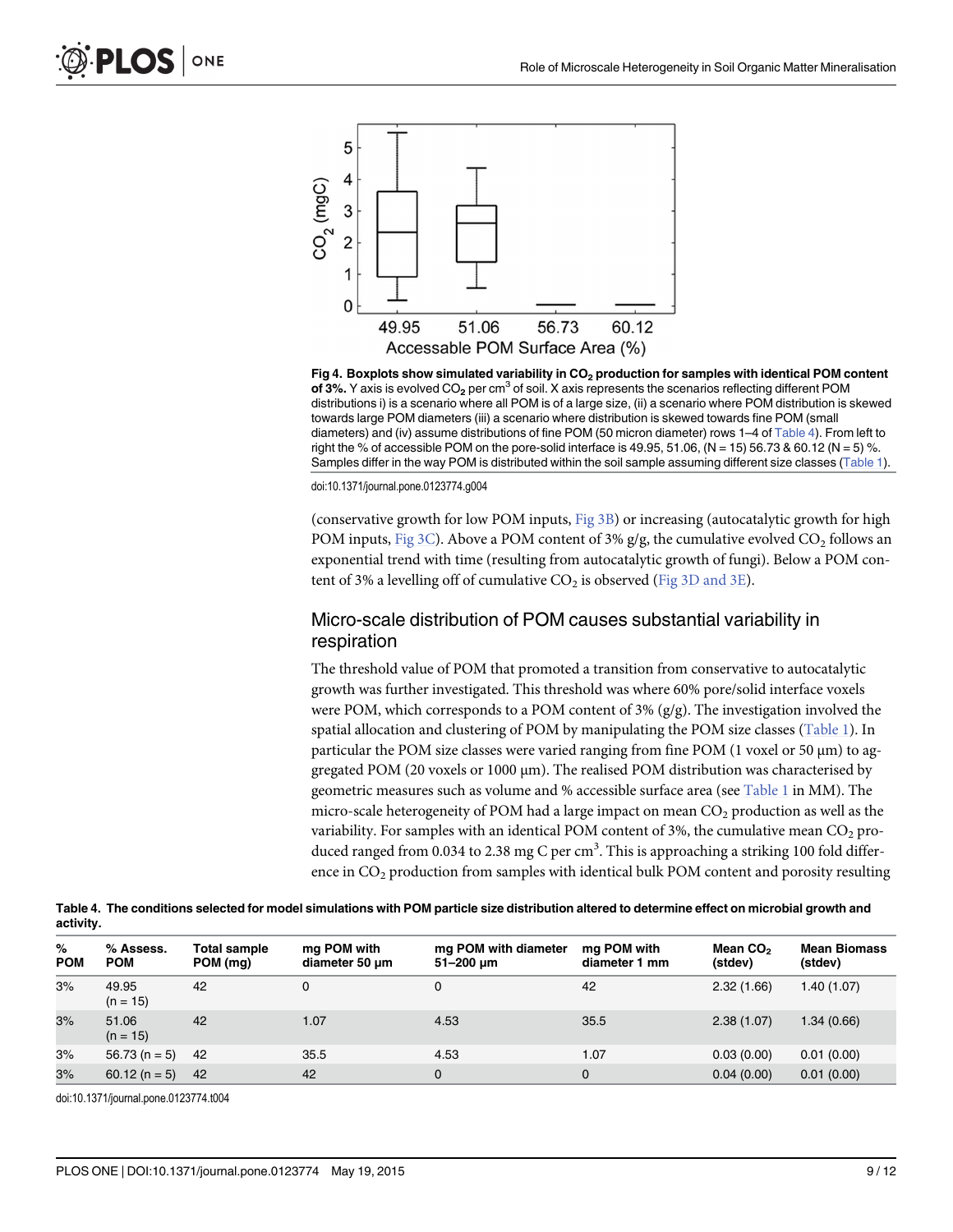Fig 4. Boxplots show simulated variability in $CO_2$ production for samples with identical POM content of 3%. Y axis is evolved $CO_2$ per $cm^3$ of soil. X axis represents the scenarios reflecting different POM distributions i) is a scenario where all POM is of a large size, (ii) a scenario where POM distribution is skewed towards large POM diameters (iii) a scenario where distribution is skewed towards fine POM (small diameters) and (iv) assume distributions of fine POM (50 micron diameter) rows 1–4 of Table 4). From left to right the % of accessible POM on the pore-solid interface is 49.95, 51.06, (N = 15) 56.73 & 60.12 (N = 5) %. Samples differ in the way POM is distributed within the soil sample assuming different size classes (Table 1).

doi:10.1371/journal.pone.0123774.g004

(conservative growth for low POM inputs, Fig 3B) or increasing (autocatalytic growth for high POM inputs, Fig 3C). Above a POM content of 3% g/g, the cumulative evolved $CO_2$ follows an exponential trend with time (resulting from autocatalytic growth of fungi). Below a POM content of 3% a levelling off of cumulative $CO_2$ is observed (Fig 3D and 3E).

## Micro-scale distribution of POM causes substantial variability in respiration

The threshold value of POM that promoted a transition from conservative to autocatalytic growth was further investigated. This threshold was where 60% pore/solid interface voxels were POM, which corresponds to a POM content of 3% (g/g). The investigation involved the spatial allocation and clustering of POM by manipulating the POM size classes (Table 1). In particular the POM size classes were varied ranging from fine POM (1 voxel or 50 μm) to aggregated POM (20 voxels or 1000 μm). The realised POM distribution was characterised by geometric measures such as volume and % accessible surface area (see Table 1 in MM). The micro-scale heterogeneity of POM had a large impact on mean $CO_2$ production as well as the variability. For samples with an identical POM content of 3%, the cumulative mean $CO_2$ produced ranged from 0.034 to 2.38 mg C per $cm^3$. This is approaching a striking 100 fold difference in $CO_2$ production from samples with identical bulk POM content and porosity resulting

**Table 4. The conditions selected for model simulations with POM particle size distribution altered to determine effect on microbial growth and activity.**

| % POM | % Assess. POM | Total sample POM (mg) | mg POM with diameter 50 μm | mg POM with diameter 51–200 μm | mg POM with diameter 1 mm | Mean $CO_2$ (stdev) | Mean Biomass (stdev) |
|---|---|---|---|---|---|---|---|
| 3% | 49.95 (n = 15) | 42 | 0 | 0 | 42 | 2.32 (1.66) | 1.40 (1.07) |
| 3% | 51.06 (n = 15) | 42 | 1.07 | 4.53 | 35.5 | 2.38 (1.07) | 1.34 (0.66) |
| 3% | 56.73 (n = 5) | 42 | 35.5 | 4.53 | 1.07 | 0.03 (0.00) | 0.01 (0.00) |
| 3% | 60.12 (n = 5) | 42 | 42 | 0 | 0 | 0.04 (0.00) | 0.01 (0.00) |

doi:10.1371/journal.pone.0123774.t004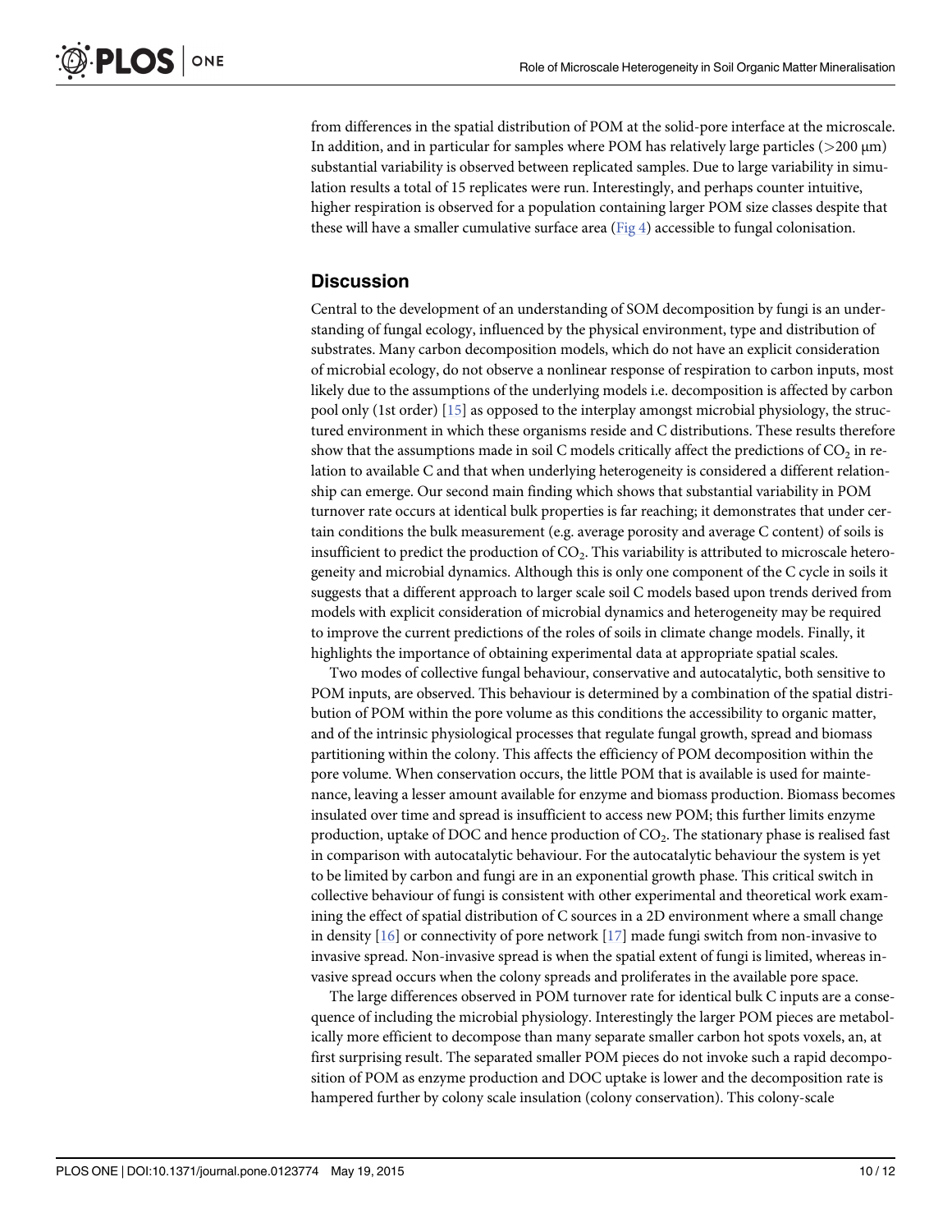from differences in the spatial distribution of POM at the solid-pore interface at the microscale. In addition, and in particular for samples where POM has relatively large particles (>200 μm) substantial variability is observed between replicated samples. Due to large variability in simulation results a total of 15 replicates were run. Interestingly, and perhaps counter intuitive, higher respiration is observed for a population containing larger POM size classes despite that these will have a smaller cumulative surface area (Fig 4) accessible to fungal colonisation.

## Discussion

Central to the development of an understanding of SOM decomposition by fungi is an understanding of fungal ecology, influenced by the physical environment, type and distribution of substrates. Many carbon decomposition models, which do not have an explicit consideration of microbial ecology, do not observe a nonlinear response of respiration to carbon inputs, most likely due to the assumptions of the underlying models i.e. decomposition is affected by carbon pool only (1st order) [15] as opposed to the interplay amongst microbial physiology, the structured environment in which these organisms reside and C distributions. These results therefore show that the assumptions made in soil C models critically affect the predictions of $CO_2$ in relation to available C and that when underlying heterogeneity is considered a different relationship can emerge. Our second main finding which shows that substantial variability in POM turnover rate occurs at identical bulk properties is far reaching; it demonstrates that under certain conditions the bulk measurement (e.g. average porosity and average C content) of soils is insufficient to predict the production of $CO_2$. This variability is attributed to microscale heterogeneity and microbial dynamics. Although this is only one component of the C cycle in soils it suggests that a different approach to larger scale soil C models based upon trends derived from models with explicit consideration of microbial dynamics and heterogeneity may be required to improve the current predictions of the roles of soils in climate change models. Finally, it highlights the importance of obtaining experimental data at appropriate spatial scales.

Two modes of collective fungal behaviour, conservative and autocatalytic, both sensitive to POM inputs, are observed. This behaviour is determined by a combination of the spatial distribution of POM within the pore volume as this conditions the accessibility to organic matter, and of the intrinsic physiological processes that regulate fungal growth, spread and biomass partitioning within the colony. This affects the efficiency of POM decomposition within the pore volume. When conservation occurs, the little POM that is available is used for maintenance, leaving a lesser amount available for enzyme and biomass production. Biomass becomes insulated over time and spread is insufficient to access new POM; this further limits enzyme production, uptake of DOC and hence production of $CO_2$. The stationary phase is realised fast in comparison with autocatalytic behaviour. For the autocatalytic behaviour the system is yet to be limited by carbon and fungi are in an exponential growth phase. This critical switch in collective behaviour of fungi is consistent with other experimental and theoretical work examining the effect of spatial distribution of C sources in a 2D environment where a small change in density [16] or connectivity of pore network [17] made fungi switch from non-invasive to invasive spread. Non-invasive spread is when the spatial extent of fungi is limited, whereas invasive spread occurs when the colony spreads and proliferates in the available pore space.

The large differences observed in POM turnover rate for identical bulk C inputs are a consequence of including the microbial physiology. Interestingly the larger POM pieces are metabolically more efficient to decompose than many separate smaller carbon hot spots voxels, an, at first surprising result. The separated smaller POM pieces do not invoke such a rapid decomposition of POM as enzyme production and DOC uptake is lower and the decomposition rate is hampered further by colony scale insulation (colony conservation). This colony-scale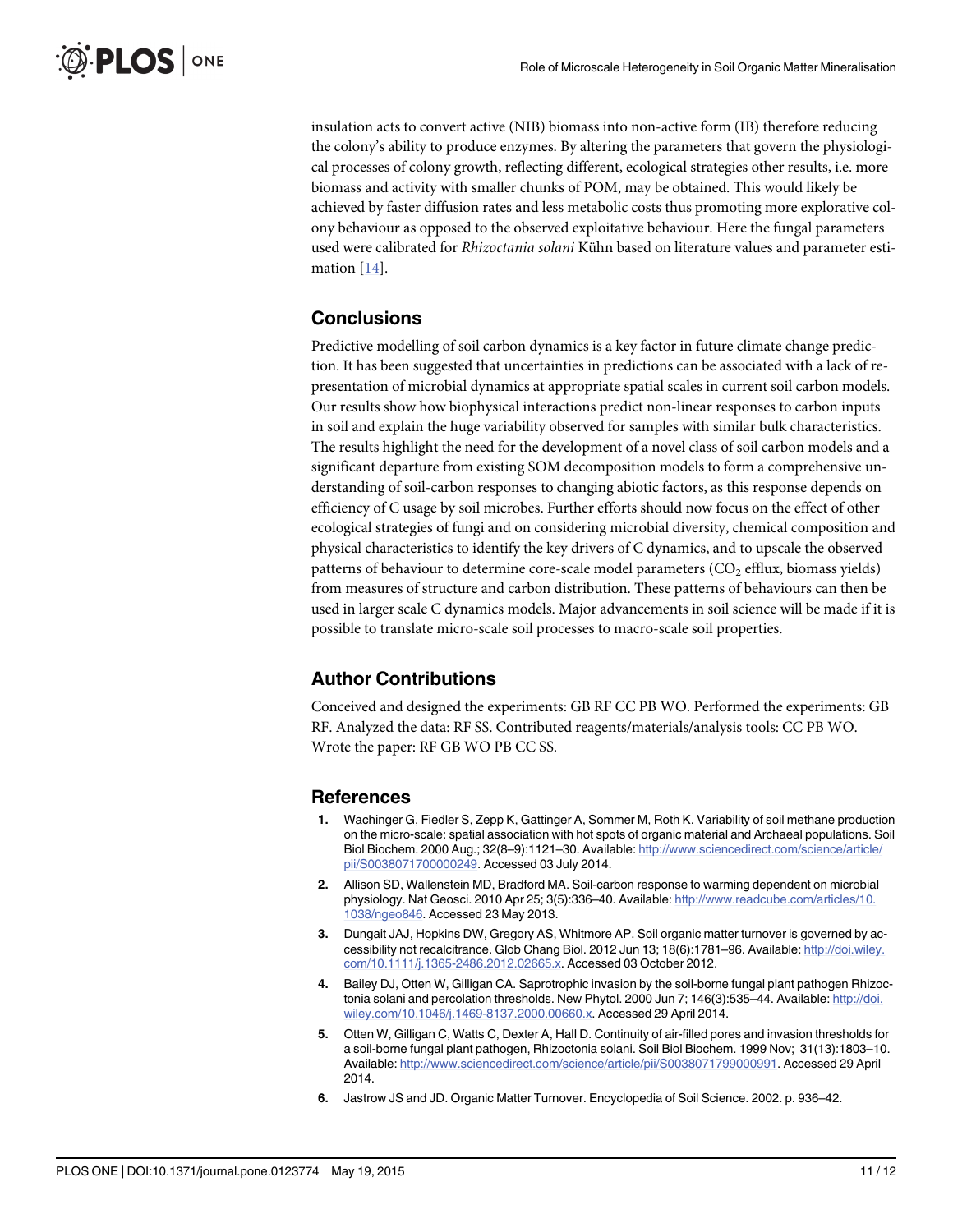insulation acts to convert active (NIB) biomass into non-active form (IB) therefore reducing the colony's ability to produce enzymes. By altering the parameters that govern the physiological processes of colony growth, reflecting different, ecological strategies other results, i.e. more biomass and activity with smaller chunks of POM, may be obtained. This would likely be achieved by faster diffusion rates and less metabolic costs thus promoting more explorative colony behaviour as opposed to the observed exploitative behaviour. Here the fungal parameters used were calibrated for *Rhizoctania solani* Kühn based on literature values and parameter estimation [14].

## Conclusions

Predictive modelling of soil carbon dynamics is a key factor in future climate change prediction. It has been suggested that uncertainties in predictions can be associated with a lack of representation of microbial dynamics at appropriate spatial scales in current soil carbon models. Our results show how biophysical interactions predict non-linear responses to carbon inputs in soil and explain the huge variability observed for samples with similar bulk characteristics. The results highlight the need for the development of a novel class of soil carbon models and a significant departure from existing SOM decomposition models to form a comprehensive understanding of soil-carbon responses to changing abiotic factors, as this response depends on efficiency of C usage by soil microbes. Further efforts should now focus on the effect of other ecological strategies of fungi and on considering microbial diversity, chemical composition and physical characteristics to identify the key drivers of C dynamics, and to upscale the observed patterns of behaviour to determine core-scale model parameters ($CO_2$ efflux, biomass yields) from measures of structure and carbon distribution. These patterns of behaviours can then be used in larger scale C dynamics models. Major advancements in soil science will be made if it is possible to translate micro-scale soil processes to macro-scale soil properties.

## Author Contributions

Conceived and designed the experiments: GB RF CC PB WO. Performed the experiments: GB RF. Analyzed the data: RF SS. Contributed reagents/materials/analysis tools: CC PB WO. Wrote the paper: RF GB WO PB CC SS.

## References

1. Wachinger G, Fiedler S, Zepp K, Gattinger A, Sommer M, Roth K. Variability of soil methane production on the micro-scale: spatial association with hot spots of organic material and Archaeal populations. Soil Biol Biochem. 2000 Aug.; 32(8–9):1121–30. Available: http://www.sciencedirect.com/science/article/pii/S0038071700000249. Accessed 03 July 2014.
2. Allison SD, Wallenstein MD, Bradford MA. Soil-carbon response to warming dependent on microbial physiology. Nat Geosci. 2010 Apr 25; 3(5):336–40. Available: http://www.readcube.com/articles/10.1038/ngeo846. Accessed 23 May 2013.
3. Dungait JAJ, Hopkins DW, Gregory AS, Whitmore AP. Soil organic matter turnover is governed by accessibility not recalcitrance. Glob Chang Biol. 2012 Jun 13; 18(6):1781–96. Available: http://doi.wiley.com/10.1111/j.1365-2486.2012.02665.x. Accessed 03 October 2012.
4. Bailey DJ, Otten W, Gilligan CA. Saprotrophic invasion by the soil-borne fungal plant pathogen Rhizoctonia solani and percolation thresholds. New Phytol. 2000 Jun 7; 146(3):535–44. Available: http://doi.wiley.com/10.1046/j.1469-8137.2000.00660.x. Accessed 29 April 2014.
5. Otten W, Gilligan C, Watts C, Dexter A, Hall D. Continuity of air-filled pores and invasion thresholds for a soil-borne fungal plant pathogen, Rhizoctonia solani. Soil Biol Biochem. 1999 Nov; 31(13):1803–10. Available: http://www.sciencedirect.com/science/article/pii/S0038071799000991. Accessed 29 April 2014.
6. Jastrow JS and JD. Organic Matter Turnover. Encyclopedia of Soil Science. 2002. p. 936–42.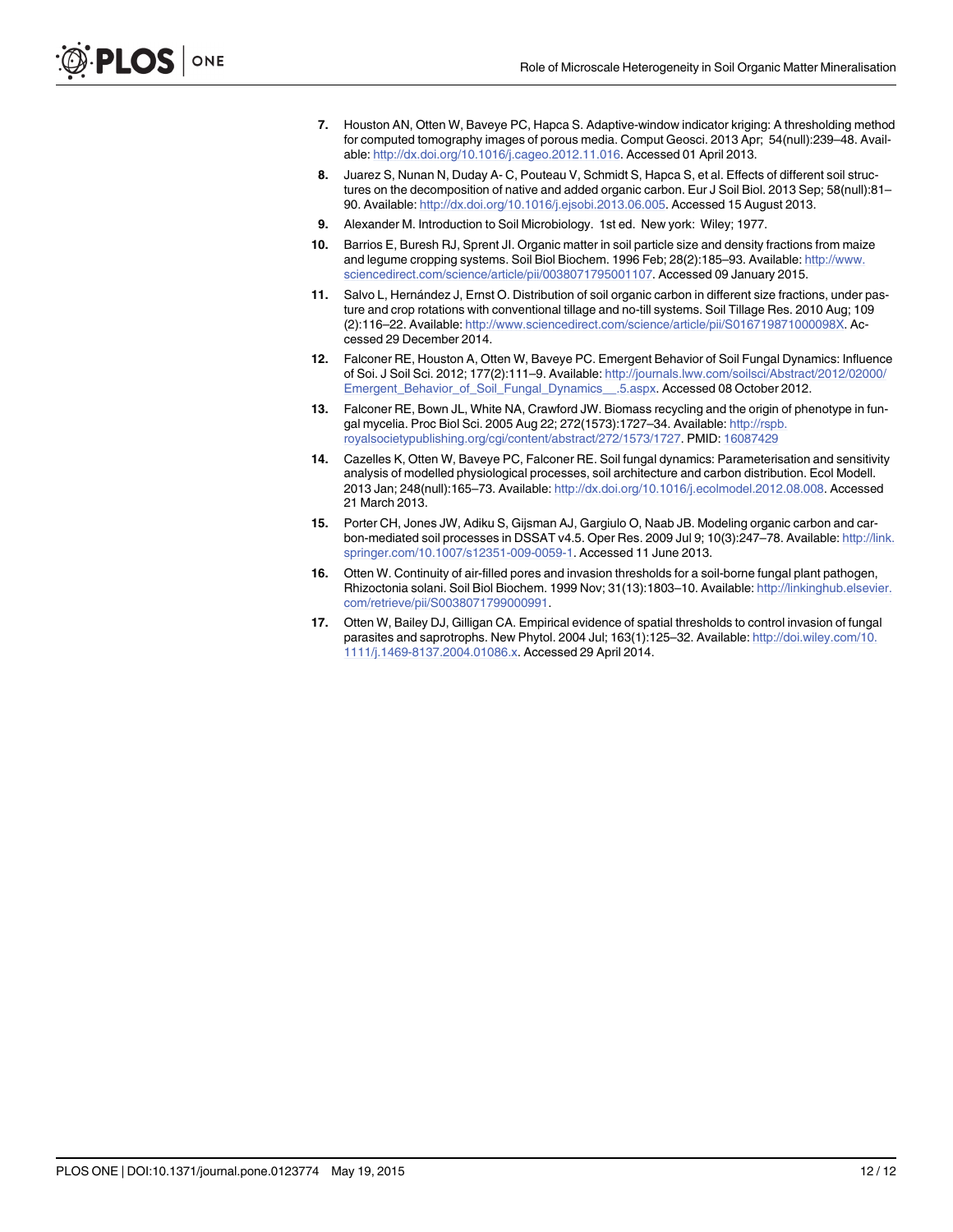7. Houston AN, Otten W, Baveye PC, Hapca S. Adaptive-window indicator kriging: A thresholding method for computed tomography images of porous media. Comput Geosci. 2013 Apr; 54(null):239–48. Available: http://dx.doi.org/10.1016/j.cageo.2012.11.016. Accessed 01 April 2013.

8. Juarez S, Nunan N, Duday A- C, Pouteau V, Schmidt S, Hapca S, et al. Effects of different soil structures on the decomposition of native and added organic carbon. Eur J Soil Biol. 2013 Sep; 58(null):81–90. Available: http://dx.doi.org/10.1016/j.ejsobi.2013.06.005. Accessed 15 August 2013.

9. Alexander M. Introduction to Soil Microbiology. 1st ed. New york: Wiley; 1977.

10. Barrios E, Buresh RJ, Sprent JI. Organic matter in soil particle size and density fractions from maize and legume cropping systems. Soil Biol Biochem. 1996 Feb; 28(2):185–93. Available: http://www.sciencedirect.com/science/article/pii/0038071795001107. Accessed 09 January 2015.

11. Salvo L, Hernández J, Ernst O. Distribution of soil organic carbon in different size fractions, under pasture and crop rotations with conventional tillage and no-till systems. Soil Tillage Res. 2010 Aug; 109 (2):116–22. Available: http://www.sciencedirect.com/science/article/pii/S016719871000098X. Accessed 29 December 2014.

12. Falconer RE, Houston A, Otten W, Baveye PC. Emergent Behavior of Soil Fungal Dynamics: Influence of Soi. J Soil Sci. 2012; 177(2):111–9. Available: http://journals.lww.com/soilsci/Abstract/2012/02000/Emergent_Behavior_of_Soil_Fungal_Dynamics__.5.aspx. Accessed 08 October 2012.

13. Falconer RE, Bown JL, White NA, Crawford JW. Biomass recycling and the origin of phenotype in fungal mycelia. Proc Biol Sci. 2005 Aug 22; 272(1573):1727–34. Available: http://rspb.royalsocietypublishing.org/cgi/content/abstract/272/1573/1727. PMID: 16087429

14. Cazelles K, Otten W, Baveye PC, Falconer RE. Soil fungal dynamics: Parameterisation and sensitivity analysis of modelled physiological processes, soil architecture and carbon distribution. Ecol Modell. 2013 Jan; 248(null):165–73. Available: http://dx.doi.org/10.1016/j.ecolmodel.2012.08.008. Accessed 21 March 2013.

15. Porter CH, Jones JW, Adiku S, Gijsman AJ, Gargiulo O, Naab JB. Modeling organic carbon and carbon-mediated soil processes in DSSAT v4.5. Oper Res. 2009 Jul 9; 10(3):247–78. Available: http://link.springer.com/10.1007/s12351-009-0059-1. Accessed 11 June 2013.

16. Otten W. Continuity of air-filled pores and invasion thresholds for a soil-borne fungal plant pathogen, Rhizoctonia solani. Soil Biol Biochem. 1999 Nov; 31(13):1803–10. Available: http://linkinghub.elsevier.com/retrieve/pii/S0038071799000991.

17. Otten W, Bailey DJ, Gilligan CA. Empirical evidence of spatial thresholds to control invasion of fungal parasites and saprotrophs. New Phytol. 2004 Jul; 163(1):125–32. Available: http://doi.wiley.com/10.1111/j.1469-8137.2004.01086.x. Accessed 29 April 2014.